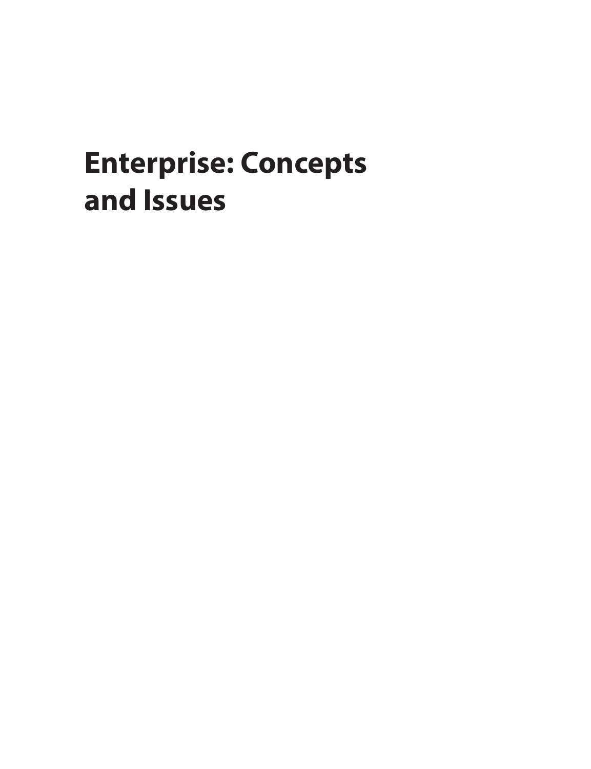# Enterprise: Concepts and Issues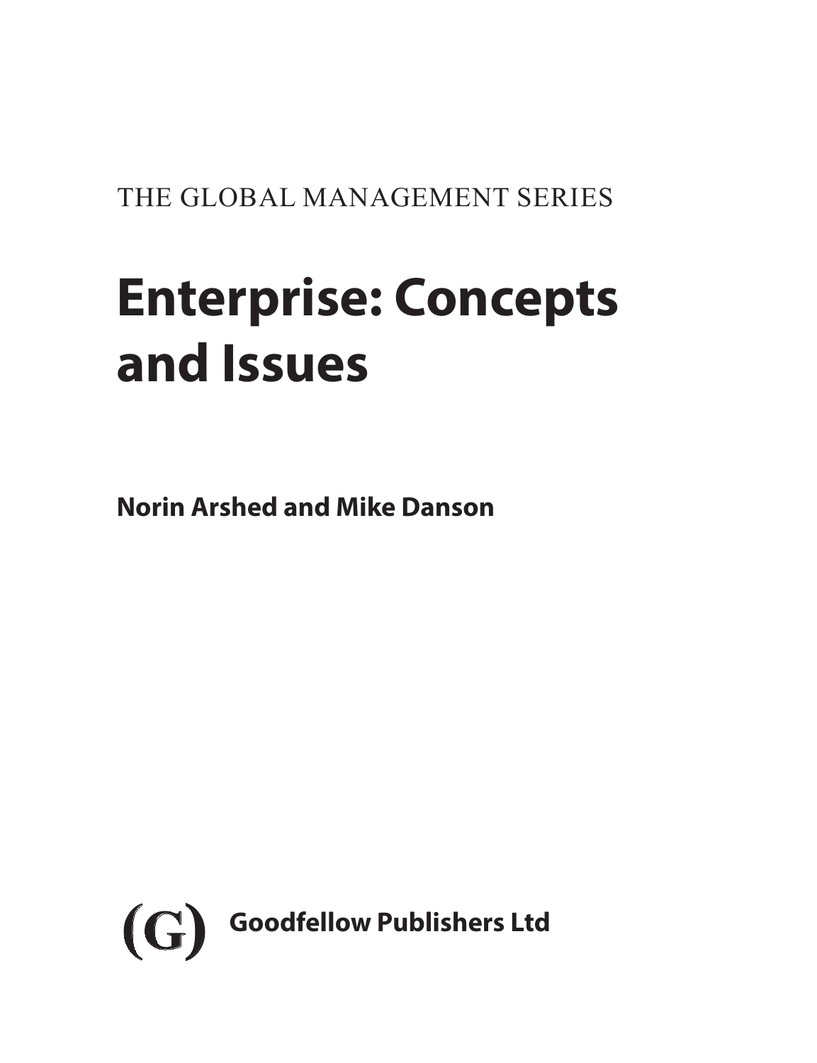THE GLOBAL MANAGEMENT SERIES

# Enterprise: Concepts and Issues

**Norin Arshed and Mike Danson**

(G) **Goodfellow Publishers Ltd**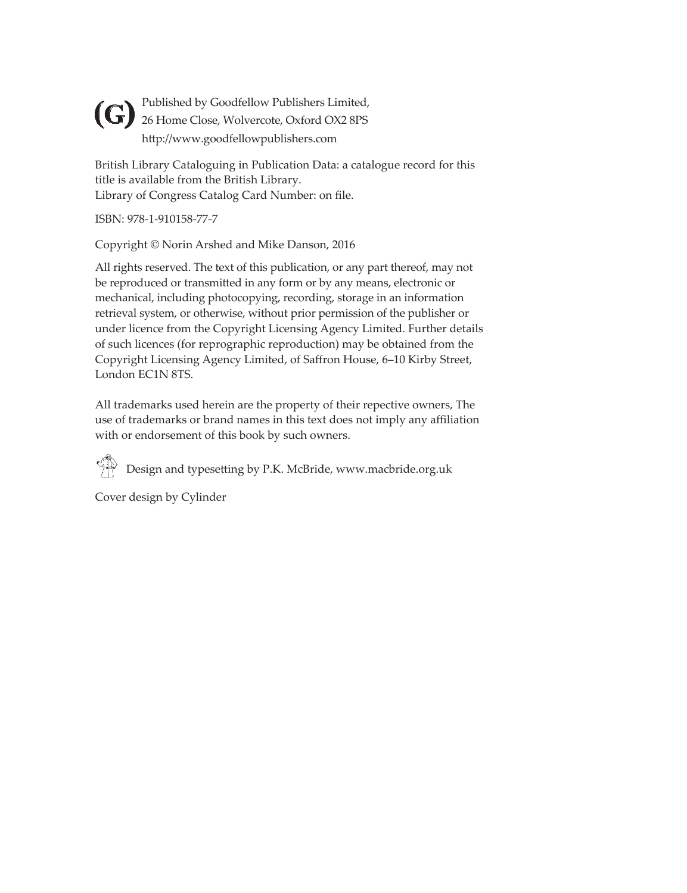(G) Published by Goodfellow Publishers Limited,
26 Home Close, Wolvercote, Oxford OX2 8PS
http://www.goodfellowpublishers.com

British Library Cataloguing in Publication Data: a catalogue record for this title is available from the British Library.
Library of Congress Catalog Card Number: on file.

ISBN: 978-1-910158-77-7

Copyright © Norin Arshed and Mike Danson, 2016

All rights reserved. The text of this publication, or any part thereof, may not be reproduced or transmitted in any form or by any means, electronic or mechanical, including photocopying, recording, storage in an information retrieval system, or otherwise, without prior permission of the publisher or under licence from the Copyright Licensing Agency Limited. Further details of such licences (for reprographic reproduction) may be obtained from the Copyright Licensing Agency Limited, of Saffron House, 6–10 Kirby Street, London EC1N 8TS.

All trademarks used herein are the property of their repective owners, The use of trademarks or brand names in this text does not imply any affiliation with or endorsement of this book by such owners.

Design and typesetting by P.K. McBride, www.macbride.org.uk

Cover design by Cylinder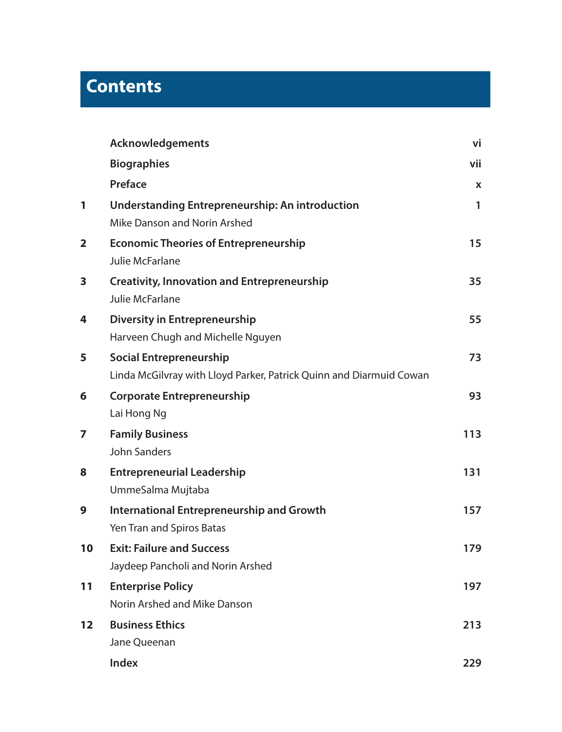# Contents

| | | |
|---|---|---|
| | **Acknowledgements** | **vi** |
| | **Biographies** | **vii** |
| | **Preface** | **x** |
| **1** | **Understanding Entrepreneurship: An introduction**<br>Mike Danson and Norin Arshed | **1** |
| **2** | **Economic Theories of Entrepreneurship**<br>Julie McFarlane | **15** |
| **3** | **Creativity, Innovation and Entrepreneurship**<br>Julie McFarlane | **35** |
| **4** | **Diversity in Entrepreneurship**<br>Harveen Chugh and Michelle Nguyen | **55** |
| **5** | **Social Entrepreneurship**<br>Linda McGilvray with Lloyd Parker, Patrick Quinn and Diarmuid Cowan | **73** |
| **6** | **Corporate Entrepreneurship**<br>Lai Hong Ng | **93** |
| **7** | **Family Business**<br>John Sanders | **113** |
| **8** | **Entrepreneurial Leadership**<br>UmmeSalma Mujtaba | **131** |
| **9** | **International Entrepreneurship and Growth**<br>Yen Tran and Spiros Batas | **157** |
| **10** | **Exit: Failure and Success**<br>Jaydeep Pancholi and Norin Arshed | **179** |
| **11** | **Enterprise Policy**<br>Norin Arshed and Mike Danson | **197** |
| **12** | **Business Ethics**<br>Jane Queenan | **213** |
| | **Index** | **229** |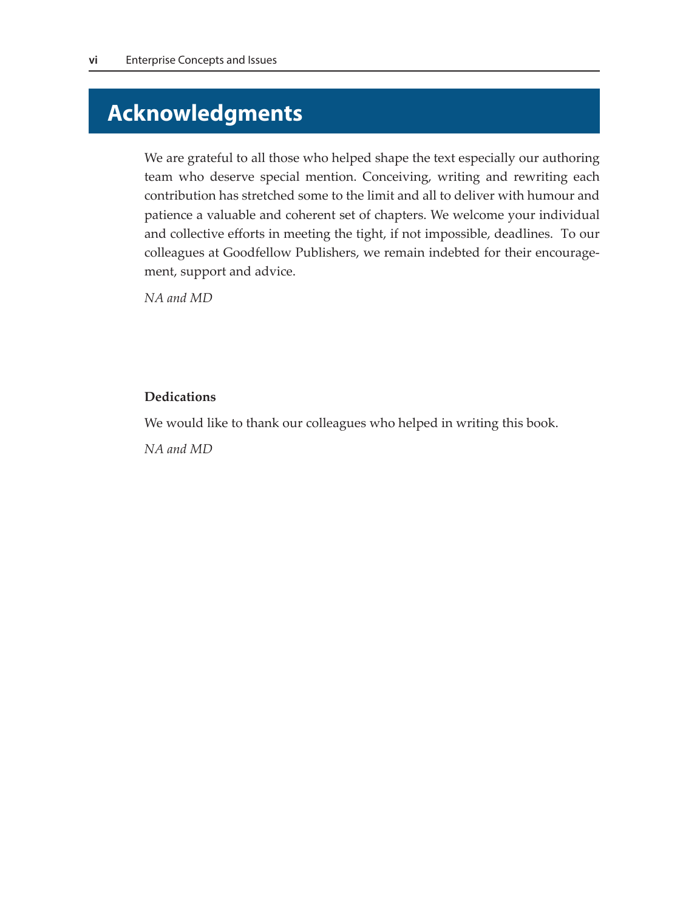# Acknowledgments

We are grateful to all those who helped shape the text especially our authoring team who deserve special mention. Conceiving, writing and rewriting each contribution has stretched some to the limit and all to deliver with humour and patience a valuable and coherent set of chapters. We welcome your individual and collective efforts in meeting the tight, if not impossible, deadlines. To our colleagues at Goodfellow Publishers, we remain indebted for their encouragement, support and advice.

*NA and MD*

**Dedications**

We would like to thank our colleagues who helped in writing this book.

*NA and MD*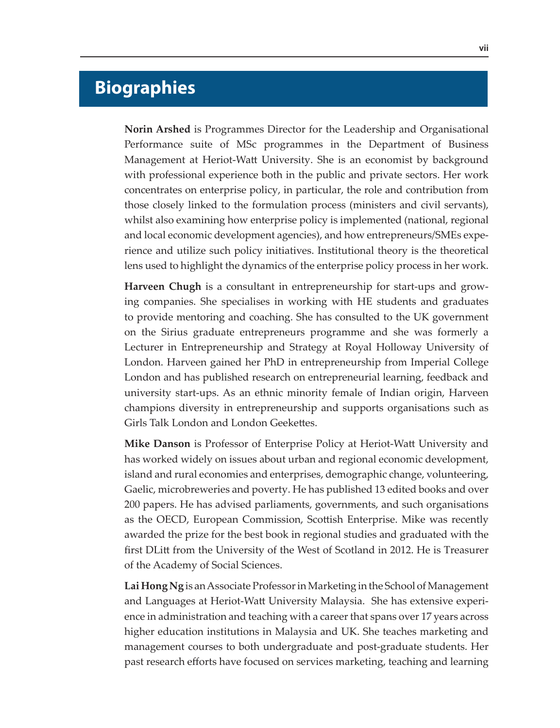# Biographies

**Norin Arshed** is Programmes Director for the Leadership and Organisational Performance suite of MSc programmes in the Department of Business Management at Heriot-Watt University. She is an economist by background with professional experience both in the public and private sectors. Her work concentrates on enterprise policy, in particular, the role and contribution from those closely linked to the formulation process (ministers and civil servants), whilst also examining how enterprise policy is implemented (national, regional and local economic development agencies), and how entrepreneurs/SMEs experience and utilize such policy initiatives. Institutional theory is the theoretical lens used to highlight the dynamics of the enterprise policy process in her work.

**Harveen Chugh** is a consultant in entrepreneurship for start-ups and growing companies. She specialises in working with HE students and graduates to provide mentoring and coaching. She has consulted to the UK government on the Sirius graduate entrepreneurs programme and she was formerly a Lecturer in Entrepreneurship and Strategy at Royal Holloway University of London. Harveen gained her PhD in entrepreneurship from Imperial College London and has published research on entrepreneurial learning, feedback and university start-ups. As an ethnic minority female of Indian origin, Harveen champions diversity in entrepreneurship and supports organisations such as Girls Talk London and London Geekettes.

**Mike Danson** is Professor of Enterprise Policy at Heriot-Watt University and has worked widely on issues about urban and regional economic development, island and rural economies and enterprises, demographic change, volunteering, Gaelic, microbreweries and poverty. He has published 13 edited books and over 200 papers. He has advised parliaments, governments, and such organisations as the OECD, European Commission, Scottish Enterprise. Mike was recently awarded the prize for the best book in regional studies and graduated with the first DLitt from the University of the West of Scotland in 2012. He is Treasurer of the Academy of Social Sciences.

**Lai Hong Ng** is an Associate Professor in Marketing in the School of Management and Languages at Heriot-Watt University Malaysia. She has extensive experience in administration and teaching with a career that spans over 17 years across higher education institutions in Malaysia and UK. She teaches marketing and management courses to both undergraduate and post-graduate students. Her past research efforts have focused on services marketing, teaching and learning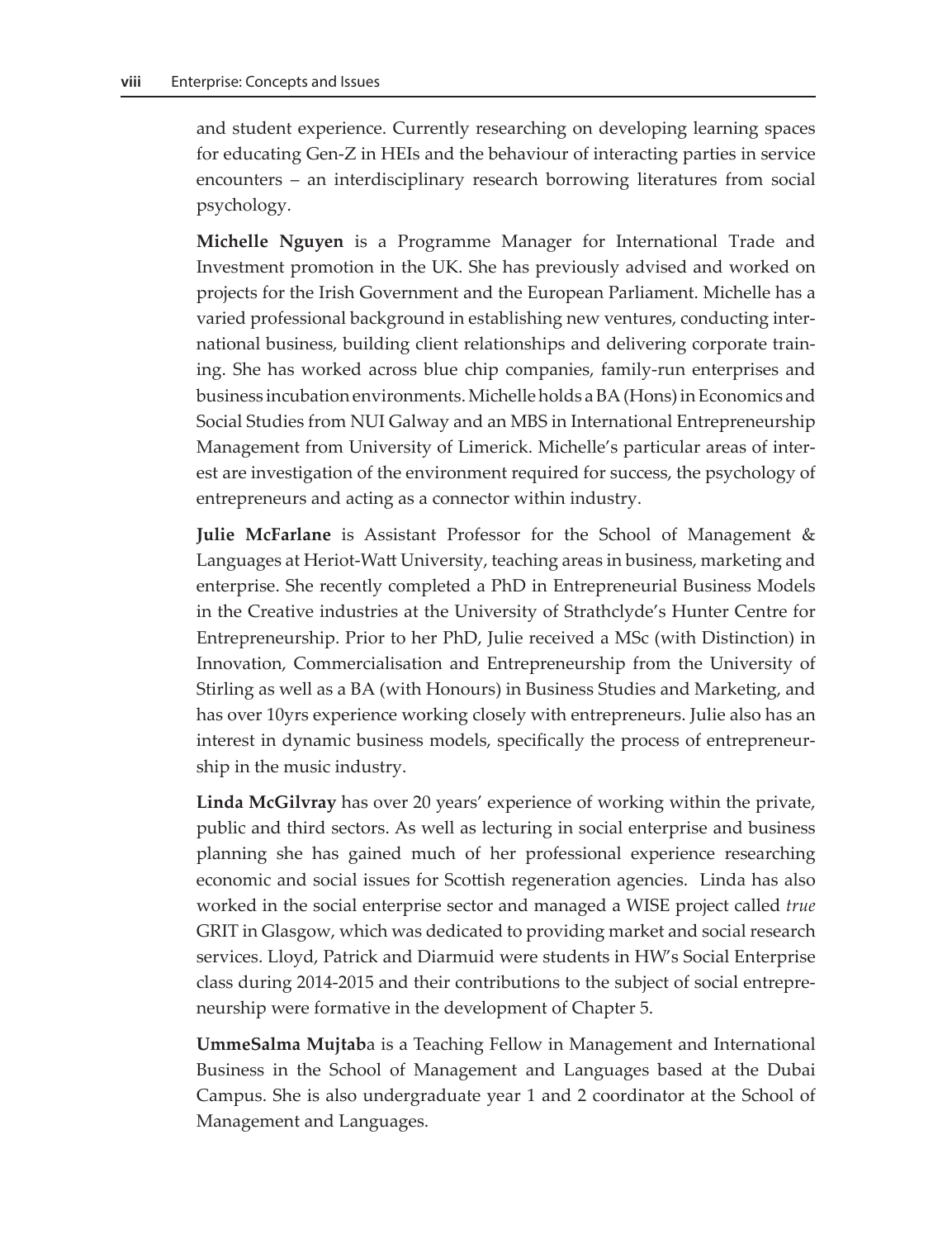and student experience. Currently researching on developing learning spaces for educating Gen-Z in HEIs and the behaviour of interacting parties in service encounters – an interdisciplinary research borrowing literatures from social psychology.

**Michelle Nguyen** is a Programme Manager for International Trade and Investment promotion in the UK. She has previously advised and worked on projects for the Irish Government and the European Parliament. Michelle has a varied professional background in establishing new ventures, conducting international business, building client relationships and delivering corporate training. She has worked across blue chip companies, family-run enterprises and business incubation environments. Michelle holds a BA (Hons) in Economics and Social Studies from NUI Galway and an MBS in International Entrepreneurship Management from University of Limerick. Michelle's particular areas of interest are investigation of the environment required for success, the psychology of entrepreneurs and acting as a connector within industry.

**Julie McFarlane** is Assistant Professor for the School of Management & Languages at Heriot-Watt University, teaching areas in business, marketing and enterprise. She recently completed a PhD in Entrepreneurial Business Models in the Creative industries at the University of Strathclyde's Hunter Centre for Entrepreneurship. Prior to her PhD, Julie received a MSc (with Distinction) in Innovation, Commercialisation and Entrepreneurship from the University of Stirling as well as a BA (with Honours) in Business Studies and Marketing, and has over 10yrs experience working closely with entrepreneurs. Julie also has an interest in dynamic business models, specifically the process of entrepreneurship in the music industry.

**Linda McGilvray** has over 20 years' experience of working within the private, public and third sectors. As well as lecturing in social enterprise and business planning she has gained much of her professional experience researching economic and social issues for Scottish regeneration agencies. Linda has also worked in the social enterprise sector and managed a WISE project called *true* GRIT in Glasgow, which was dedicated to providing market and social research services. Lloyd, Patrick and Diarmuid were students in HW's Social Enterprise class during 2014-2015 and their contributions to the subject of social entrepreneurship were formative in the development of Chapter 5.

**UmmeSalma Mujtab**a is a Teaching Fellow in Management and International Business in the School of Management and Languages based at the Dubai Campus. She is also undergraduate year 1 and 2 coordinator at the School of Management and Languages.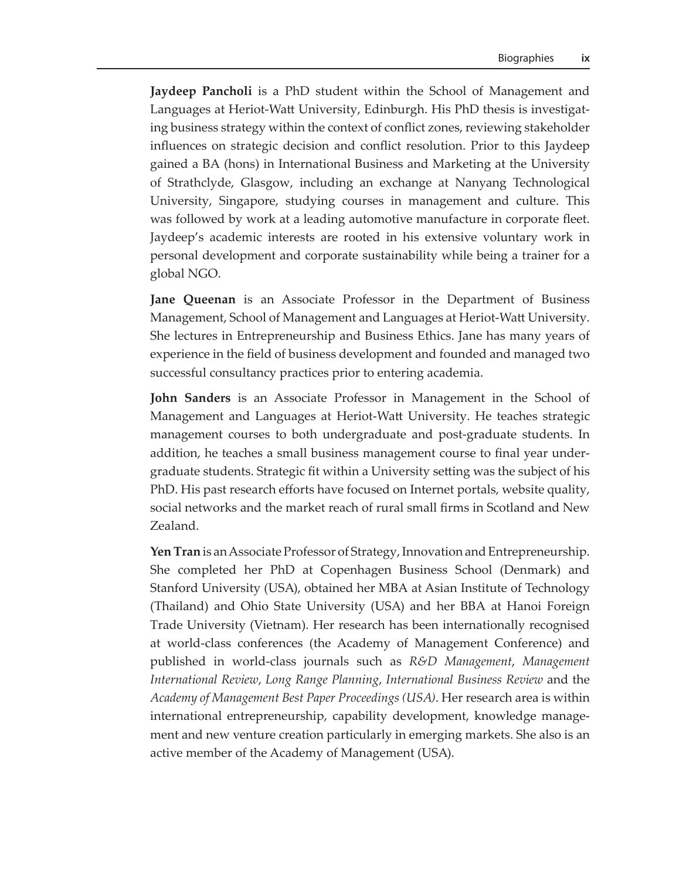**Jaydeep Pancholi** is a PhD student within the School of Management and Languages at Heriot-Watt University, Edinburgh. His PhD thesis is investigating business strategy within the context of conflict zones, reviewing stakeholder influences on strategic decision and conflict resolution. Prior to this Jaydeep gained a BA (hons) in International Business and Marketing at the University of Strathclyde, Glasgow, including an exchange at Nanyang Technological University, Singapore, studying courses in management and culture. This was followed by work at a leading automotive manufacture in corporate fleet. Jaydeep's academic interests are rooted in his extensive voluntary work in personal development and corporate sustainability while being a trainer for a global NGO.

**Jane Queenan** is an Associate Professor in the Department of Business Management, School of Management and Languages at Heriot-Watt University. She lectures in Entrepreneurship and Business Ethics. Jane has many years of experience in the field of business development and founded and managed two successful consultancy practices prior to entering academia.

**John Sanders** is an Associate Professor in Management in the School of Management and Languages at Heriot-Watt University. He teaches strategic management courses to both undergraduate and post-graduate students. In addition, he teaches a small business management course to final year undergraduate students. Strategic fit within a University setting was the subject of his PhD. His past research efforts have focused on Internet portals, website quality, social networks and the market reach of rural small firms in Scotland and New Zealand.

**Yen Tran** is an Associate Professor of Strategy, Innovation and Entrepreneurship. She completed her PhD at Copenhagen Business School (Denmark) and Stanford University (USA), obtained her MBA at Asian Institute of Technology (Thailand) and Ohio State University (USA) and her BBA at Hanoi Foreign Trade University (Vietnam). Her research has been internationally recognised at world-class conferences (the Academy of Management Conference) and published in world-class journals such as *R&D Management*, *Management International Review*, *Long Range Planning*, *International Business Review* and the *Academy of Management Best Paper Proceedings (USA)*. Her research area is within international entrepreneurship, capability development, knowledge management and new venture creation particularly in emerging markets. She also is an active member of the Academy of Management (USA).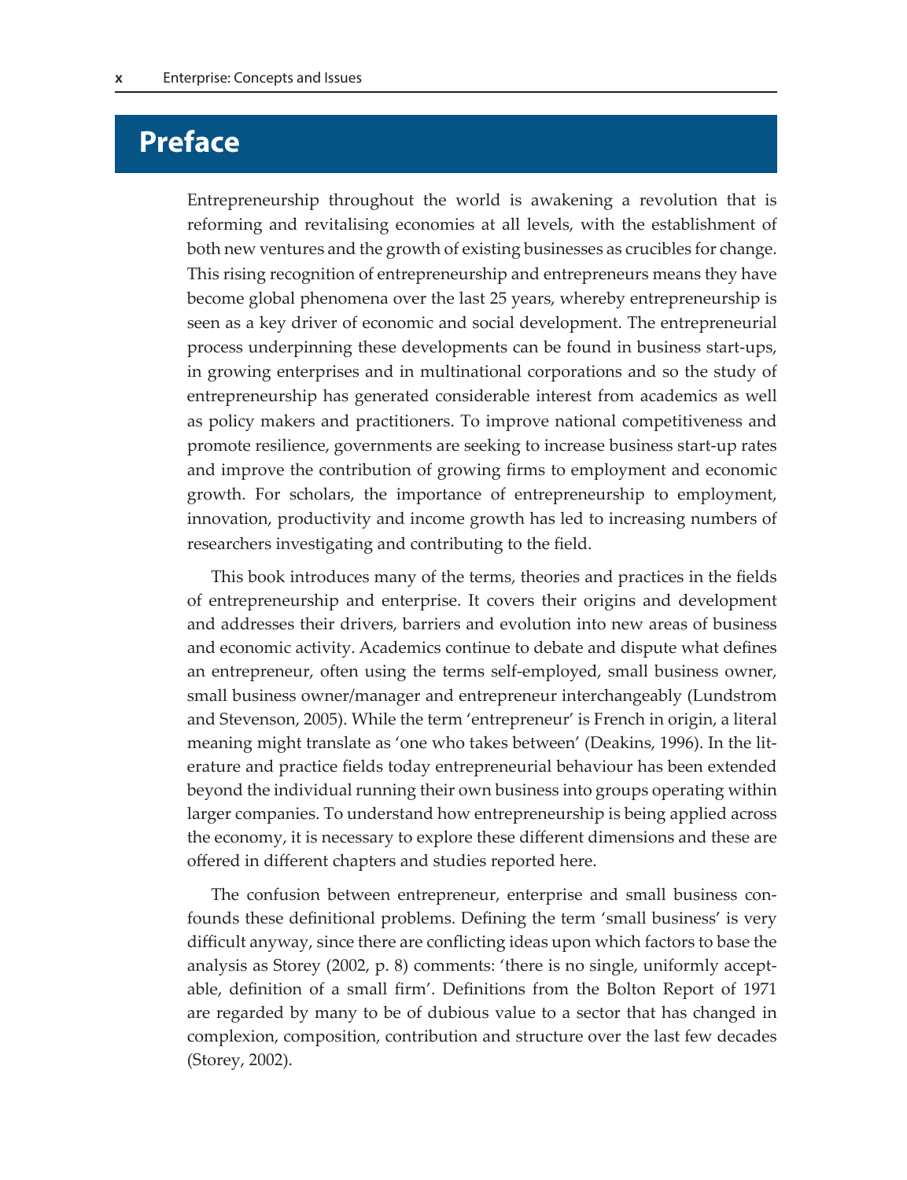# Preface

Entrepreneurship throughout the world is awakening a revolution that is reforming and revitalising economies at all levels, with the establishment of both new ventures and the growth of existing businesses as crucibles for change. This rising recognition of entrepreneurship and entrepreneurs means they have become global phenomena over the last 25 years, whereby entrepreneurship is seen as a key driver of economic and social development. The entrepreneurial process underpinning these developments can be found in business start-ups, in growing enterprises and in multinational corporations and so the study of entrepreneurship has generated considerable interest from academics as well as policy makers and practitioners. To improve national competitiveness and promote resilience, governments are seeking to increase business start-up rates and improve the contribution of growing firms to employment and economic growth. For scholars, the importance of entrepreneurship to employment, innovation, productivity and income growth has led to increasing numbers of researchers investigating and contributing to the field.

This book introduces many of the terms, theories and practices in the fields of entrepreneurship and enterprise. It covers their origins and development and addresses their drivers, barriers and evolution into new areas of business and economic activity. Academics continue to debate and dispute what defines an entrepreneur, often using the terms self-employed, small business owner, small business owner/manager and entrepreneur interchangeably (Lundstrom and Stevenson, 2005). While the term 'entrepreneur' is French in origin, a literal meaning might translate as 'one who takes between' (Deakins, 1996). In the literature and practice fields today entrepreneurial behaviour has been extended beyond the individual running their own business into groups operating within larger companies. To understand how entrepreneurship is being applied across the economy, it is necessary to explore these different dimensions and these are offered in different chapters and studies reported here.

The confusion between entrepreneur, enterprise and small business confounds these definitional problems. Defining the term 'small business' is very difficult anyway, since there are conflicting ideas upon which factors to base the analysis as Storey (2002, p. 8) comments: 'there is no single, uniformly acceptable, definition of a small firm'. Definitions from the Bolton Report of 1971 are regarded by many to be of dubious value to a sector that has changed in complexion, composition, contribution and structure over the last few decades (Storey, 2002).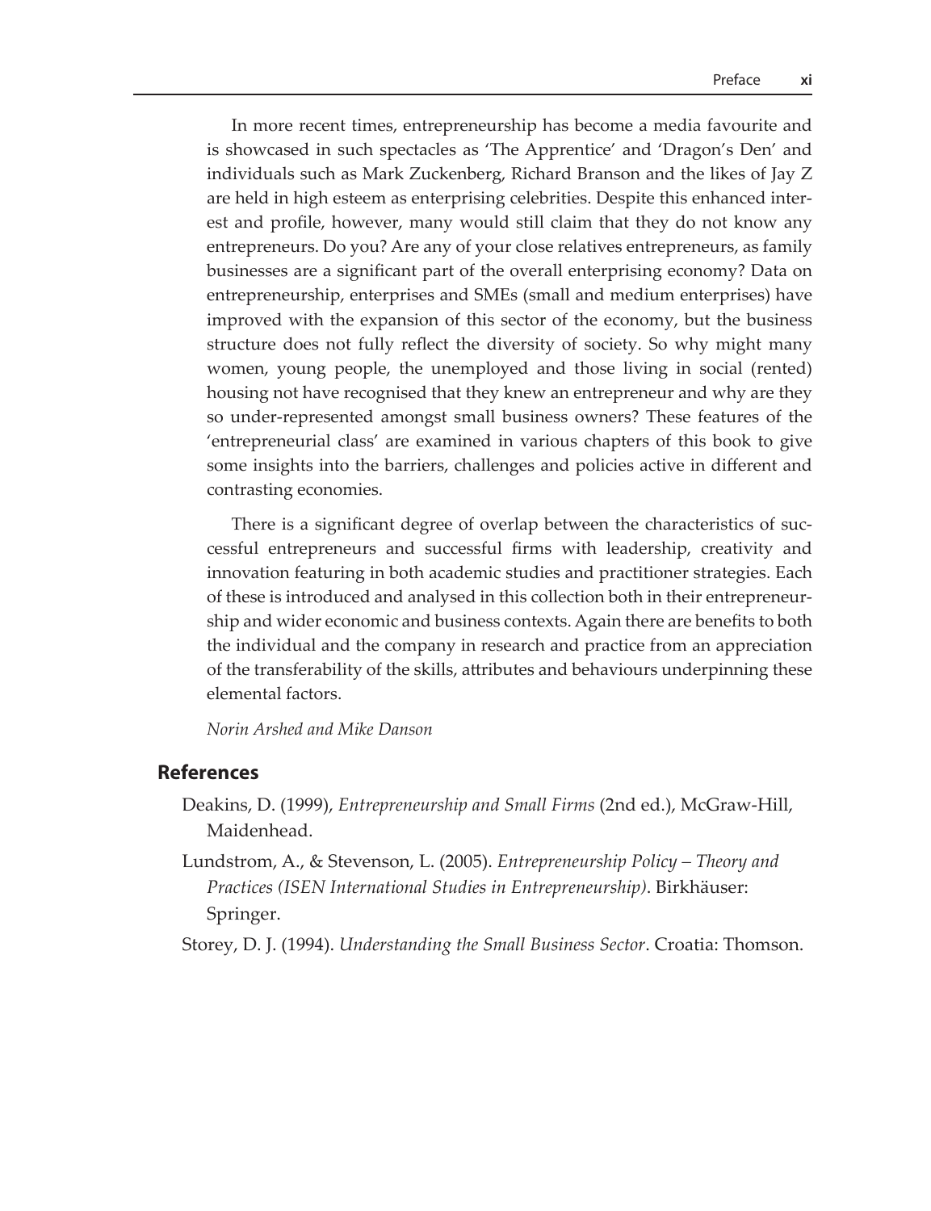In more recent times, entrepreneurship has become a media favourite and is showcased in such spectacles as 'The Apprentice' and 'Dragon's Den' and individuals such as Mark Zuckenberg, Richard Branson and the likes of Jay Z are held in high esteem as enterprising celebrities. Despite this enhanced interest and profile, however, many would still claim that they do not know any entrepreneurs. Do you? Are any of your close relatives entrepreneurs, as family businesses are a significant part of the overall enterprising economy? Data on entrepreneurship, enterprises and SMEs (small and medium enterprises) have improved with the expansion of this sector of the economy, but the business structure does not fully reflect the diversity of society. So why might many women, young people, the unemployed and those living in social (rented) housing not have recognised that they knew an entrepreneur and why are they so under-represented amongst small business owners? These features of the 'entrepreneurial class' are examined in various chapters of this book to give some insights into the barriers, challenges and policies active in different and contrasting economies.

There is a significant degree of overlap between the characteristics of successful entrepreneurs and successful firms with leadership, creativity and innovation featuring in both academic studies and practitioner strategies. Each of these is introduced and analysed in this collection both in their entrepreneurship and wider economic and business contexts. Again there are benefits to both the individual and the company in research and practice from an appreciation of the transferability of the skills, attributes and behaviours underpinning these elemental factors.

*Norin Arshed and Mike Danson*

## References

Deakins, D. (1999), *Entrepreneurship and Small Firms* (2nd ed.), McGraw-Hill, Maidenhead.

Lundstrom, A., & Stevenson, L. (2005). *Entrepreneurship Policy – Theory and Practices (ISEN International Studies in Entrepreneurship)*. Birkhäuser: Springer.

Storey, D. J. (1994). *Understanding the Small Business Sector*. Croatia: Thomson.